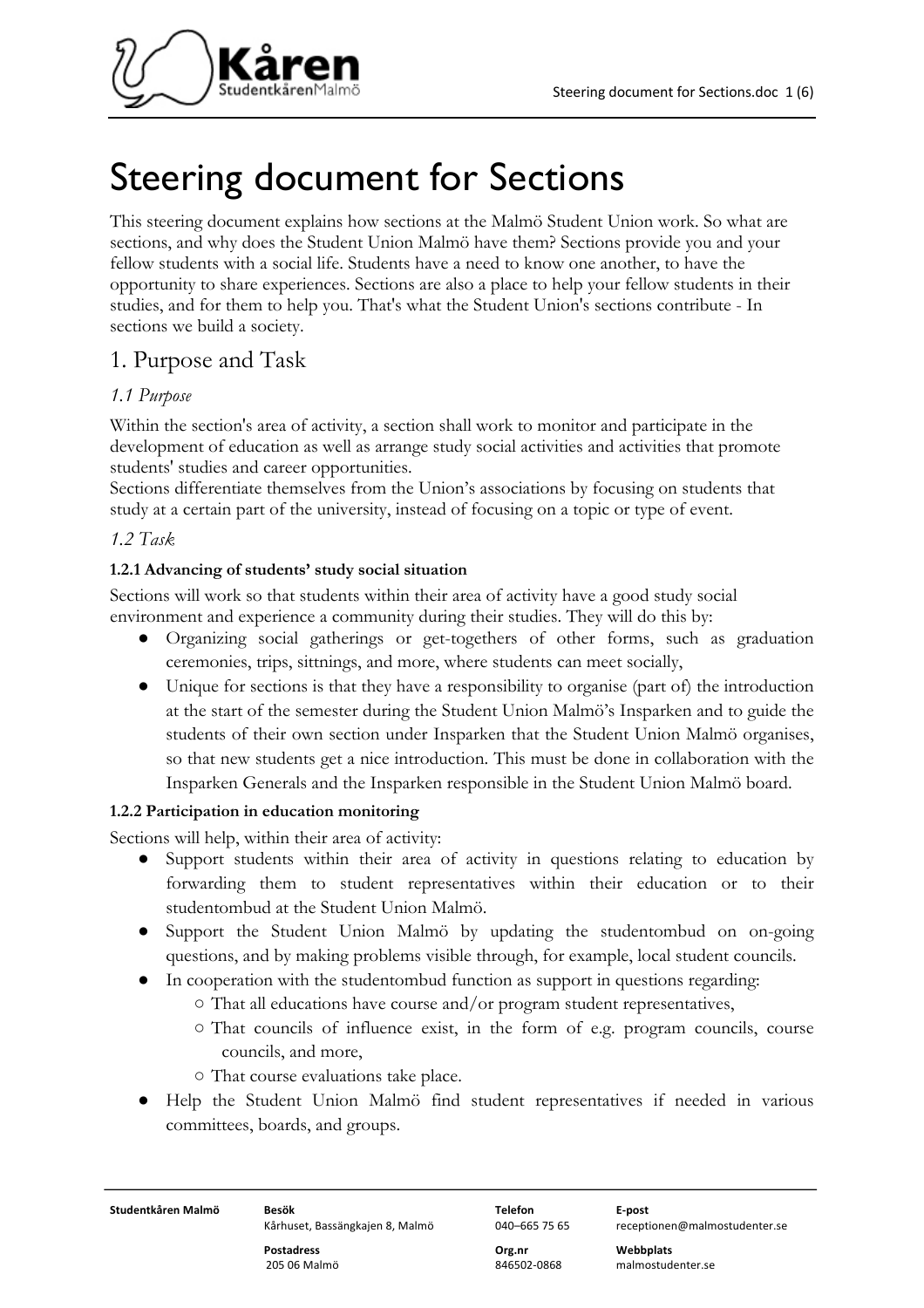# Steering document for Sections

This steering document explains how sections at the Malmö Student Union work. So what are sections, and why does the Student Union Malmö have them? Sections provide you and your fellow students with a social life. Students have a need to know one another, to have the opportunity to share experiences. Sections are also a place to help your fellow students in their studies, and for them to help you. That's what the Student Union's sections contribute - In sections we build a society.

## 1. Purpose and Task

### *1.1 Purpose*

Within the section's area of activity, a section shall work to monitor and participate in the development of education as well as arrange study social activities and activities that promote students' studies and career opportunities.
Sections differentiate themselves from the Union's associations by focusing on students that study at a certain part of the university, instead of focusing on a topic or type of event.

### *1.2 Task*

#### 1.2.1 Advancing of students' study social situation

Sections will work so that students within their area of activity have a good study social environment and experience a community during their studies. They will do this by:

- Organizing social gatherings or get-togethers of other forms, such as graduation ceremonies, trips, sittnings, and more, where students can meet socially,
- Unique for sections is that they have a responsibility to organise (part of) the introduction at the start of the semester during the Student Union Malmö's Insparken and to guide the students of their own section under Insparken that the Student Union Malmö organises, so that new students get a nice introduction. This must be done in collaboration with the Insparken Generals and the Insparken responsible in the Student Union Malmö board.

#### 1.2.2 Participation in education monitoring

Sections will help, within their area of activity:

- Support students within their area of activity in questions relating to education by forwarding them to student representatives within their education or to their studentombud at the Student Union Malmö.
- Support the Student Union Malmö by updating the studentombud on on-going questions, and by making problems visible through, for example, local student councils.
- In cooperation with the studentombud function as support in questions regarding:
  - That all educations have course and/or program student representatives,
  - That councils of influence exist, in the form of e.g. program councils, course councils, and more,
  - That course evaluations take place.
- Help the Student Union Malmö find student representatives if needed in various committees, boards, and groups.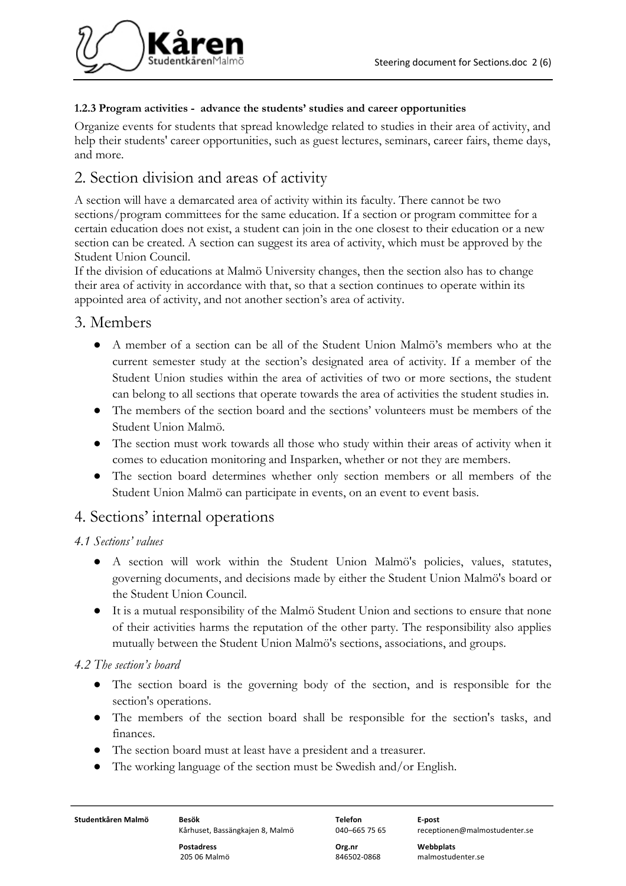#### 1.2.3 Program activities - advance the students' studies and career opportunities

Organize events for students that spread knowledge related to studies in their area of activity, and help their students' career opportunities, such as guest lectures, seminars, career fairs, theme days, and more.

## 2. Section division and areas of activity

A section will have a demarcated area of activity within its faculty. There cannot be two sections/program committees for the same education. If a section or program committee for a certain education does not exist, a student can join in the one closest to their education or a new section can be created. A section can suggest its area of activity, which must be approved by the Student Union Council.

If the division of educations at Malmö University changes, then the section also has to change their area of activity in accordance with that, so that a section continues to operate within its appointed area of activity, and not another section's area of activity.

## 3. Members

- A member of a section can be all of the Student Union Malmö's members who at the current semester study at the section's designated area of activity. If a member of the Student Union studies within the area of activities of two or more sections, the student can belong to all sections that operate towards the area of activities the student studies in.
- The members of the section board and the sections' volunteers must be members of the Student Union Malmö.
- The section must work towards all those who study within their areas of activity when it comes to education monitoring and Insparken, whether or not they are members.
- The section board determines whether only section members or all members of the Student Union Malmö can participate in events, on an event to event basis.

## 4. Sections' internal operations

### *4.1 Sections' values*

- A section will work within the Student Union Malmö's policies, values, statutes, governing documents, and decisions made by either the Student Union Malmö's board or the Student Union Council.
- It is a mutual responsibility of the Malmö Student Union and sections to ensure that none of their activities harms the reputation of the other party. The responsibility also applies mutually between the Student Union Malmö's sections, associations, and groups.

### *4.2 The section's board*

- The section board is the governing body of the section, and is responsible for the section's operations.
- The members of the section board shall be responsible for the section's tasks, and finances.
- The section board must at least have a president and a treasurer.
- The working language of the section must be Swedish and/or English.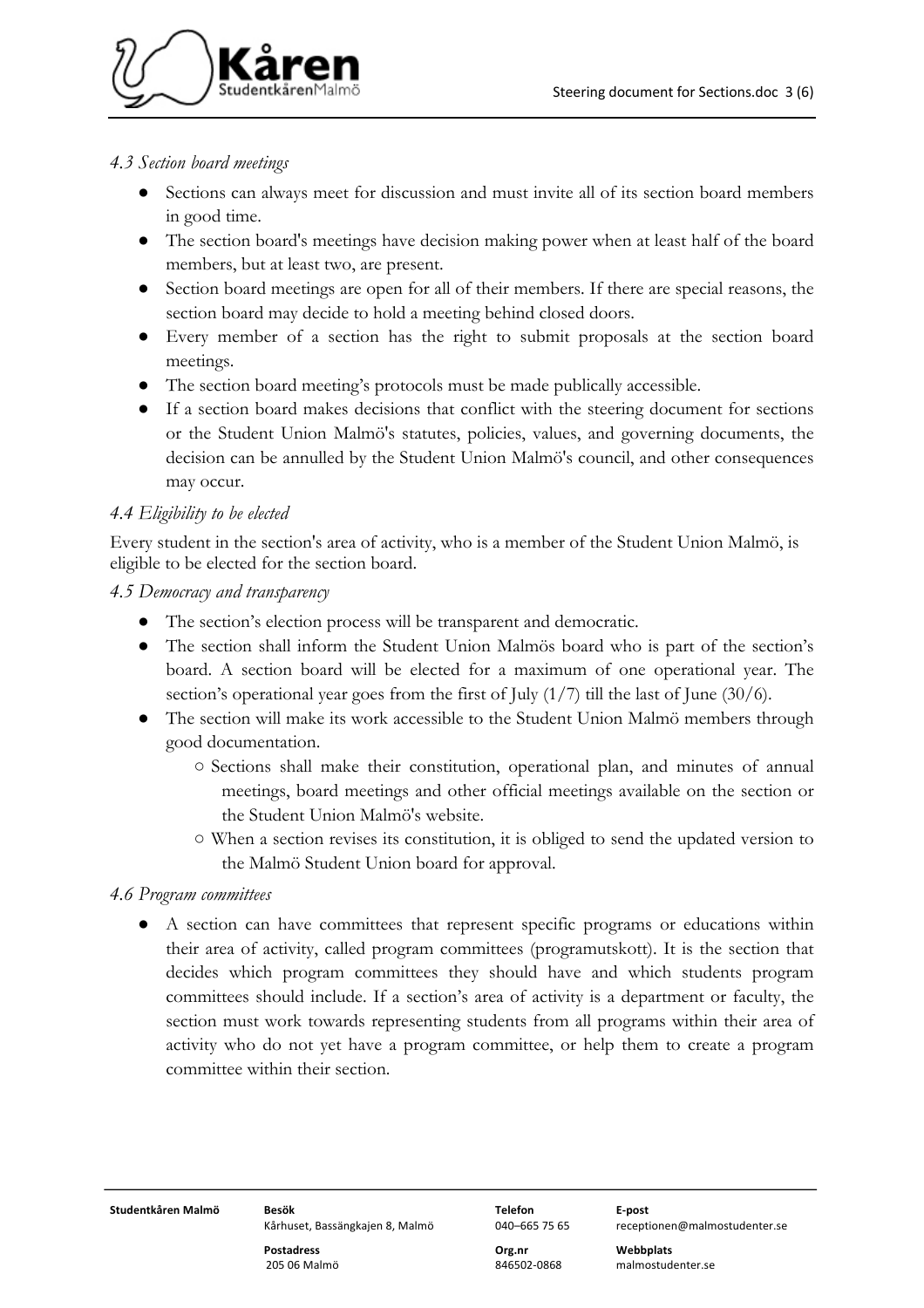### *4.3 Section board meetings*

- Sections can always meet for discussion and must invite all of its section board members in good time.
- The section board's meetings have decision making power when at least half of the board members, but at least two, are present.
- Section board meetings are open for all of their members. If there are special reasons, the section board may decide to hold a meeting behind closed doors.
- Every member of a section has the right to submit proposals at the section board meetings.
- The section board meeting's protocols must be made publically accessible.
- If a section board makes decisions that conflict with the steering document for sections or the Student Union Malmö's statutes, policies, values, and governing documents, the decision can be annulled by the Student Union Malmö's council, and other consequences may occur.

### *4.4 Eligibility to be elected*

Every student in the section's area of activity, who is a member of the Student Union Malmö, is eligible to be elected for the section board.

### *4.5 Democracy and transparency*

- The section's election process will be transparent and democratic.
- The section shall inform the Student Union Malmös board who is part of the section's board. A section board will be elected for a maximum of one operational year. The section's operational year goes from the first of July (1/7) till the last of June (30/6).
- The section will make its work accessible to the Student Union Malmö members through good documentation.
  - Sections shall make their constitution, operational plan, and minutes of annual meetings, board meetings and other official meetings available on the section or the Student Union Malmö's website.
  - When a section revises its constitution, it is obliged to send the updated version to the Malmö Student Union board for approval.

### *4.6 Program committees*

- A section can have committees that represent specific programs or educations within their area of activity, called program committees (programutskott). It is the section that decides which program committees they should have and which students program committees should include. If a section's area of activity is a department or faculty, the section must work towards representing students from all programs within their area of activity who do not yet have a program committee, or help them to create a program committee within their section.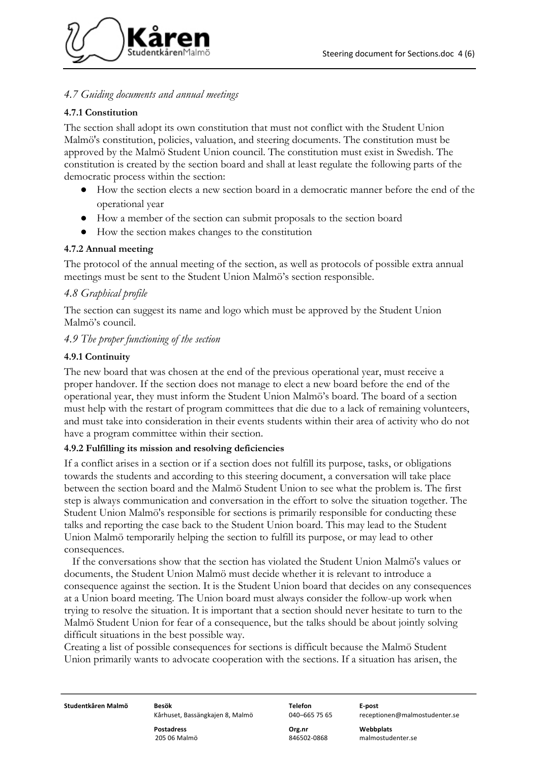## *4.7 Guiding documents and annual meetings*

### 4.7.1 Constitution

The section shall adopt its own constitution that must not conflict with the Student Union Malmö's constitution, policies, valuation, and steering documents. The constitution must be approved by the Malmö Student Union council. The constitution must exist in Swedish. The constitution is created by the section board and shall at least regulate the following parts of the democratic process within the section:

- How the section elects a new section board in a democratic manner before the end of the operational year
- How a member of the section can submit proposals to the section board
- How the section makes changes to the constitution

### 4.7.2 Annual meeting

The protocol of the annual meeting of the section, as well as protocols of possible extra annual meetings must be sent to the Student Union Malmö's section responsible.

## *4.8 Graphical profile*

The section can suggest its name and logo which must be approved by the Student Union Malmö's council.

## *4.9 The proper functioning of the section*

### 4.9.1 Continuity

The new board that was chosen at the end of the previous operational year, must receive a proper handover. If the section does not manage to elect a new board before the end of the operational year, they must inform the Student Union Malmö's board. The board of a section must help with the restart of program committees that die due to a lack of remaining volunteers, and must take into consideration in their events students within their area of activity who do not have a program committee within their section.

### 4.9.2 Fulfilling its mission and resolving deficiencies

If a conflict arises in a section or if a section does not fulfill its purpose, tasks, or obligations towards the students and according to this steering document, a conversation will take place between the section board and the Malmö Student Union to see what the problem is. The first step is always communication and conversation in the effort to solve the situation together. The Student Union Malmö's responsible for sections is primarily responsible for conducting these talks and reporting the case back to the Student Union board. This may lead to the Student Union Malmö temporarily helping the section to fulfill its purpose, or may lead to other consequences.

If the conversations show that the section has violated the Student Union Malmö's values or documents, the Student Union Malmö must decide whether it is relevant to introduce a consequence against the section. It is the Student Union board that decides on any consequences at a Union board meeting. The Union board must always consider the follow-up work when trying to resolve the situation. It is important that a section should never hesitate to turn to the Malmö Student Union for fear of a consequence, but the talks should be about jointly solving difficult situations in the best possible way.

Creating a list of possible consequences for sections is difficult because the Malmö Student Union primarily wants to advocate cooperation with the sections. If a situation has arisen, the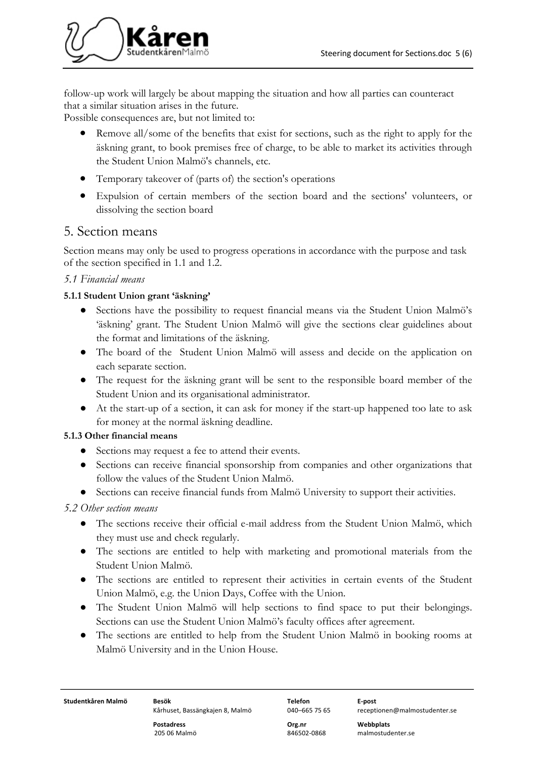follow-up work will largely be about mapping the situation and how all parties can counteract that a similar situation arises in the future.
Possible consequences are, but not limited to:

- Remove all/some of the benefits that exist for sections, such as the right to apply for the äskning grant, to book premises free of charge, to be able to market its activities through the Student Union Malmö's channels, etc.
- Temporary takeover of (parts of) the section's operations
- Expulsion of certain members of the section board and the sections' volunteers, or dissolving the section board

# 5. Section means

Section means may only be used to progress operations in accordance with the purpose and task of the section specified in 1.1 and 1.2.

*5.1 Financial means*

**5.1.1 Student Union grant 'äskning'**

- Sections have the possibility to request financial means via the Student Union Malmö's 'äskning' grant. The Student Union Malmö will give the sections clear guidelines about the format and limitations of the äskning.
- The board of the Student Union Malmö will assess and decide on the application on each separate section.
- The request for the äskning grant will be sent to the responsible board member of the Student Union and its organisational administrator.
- At the start-up of a section, it can ask for money if the start-up happened too late to ask for money at the normal äskning deadline.

**5.1.3 Other financial means**

- Sections may request a fee to attend their events.
- Sections can receive financial sponsorship from companies and other organizations that follow the values of the Student Union Malmö.
- Sections can receive financial funds from Malmö University to support their activities.

*5.2 Other section means*

- The sections receive their official e-mail address from the Student Union Malmö, which they must use and check regularly.
- The sections are entitled to help with marketing and promotional materials from the Student Union Malmö.
- The sections are entitled to represent their activities in certain events of the Student Union Malmö, e.g. the Union Days, Coffee with the Union.
- The Student Union Malmö will help sections to find space to put their belongings. Sections can use the Student Union Malmö's faculty offices after agreement.
- The sections are entitled to help from the Student Union Malmö in booking rooms at Malmö University and in the Union House.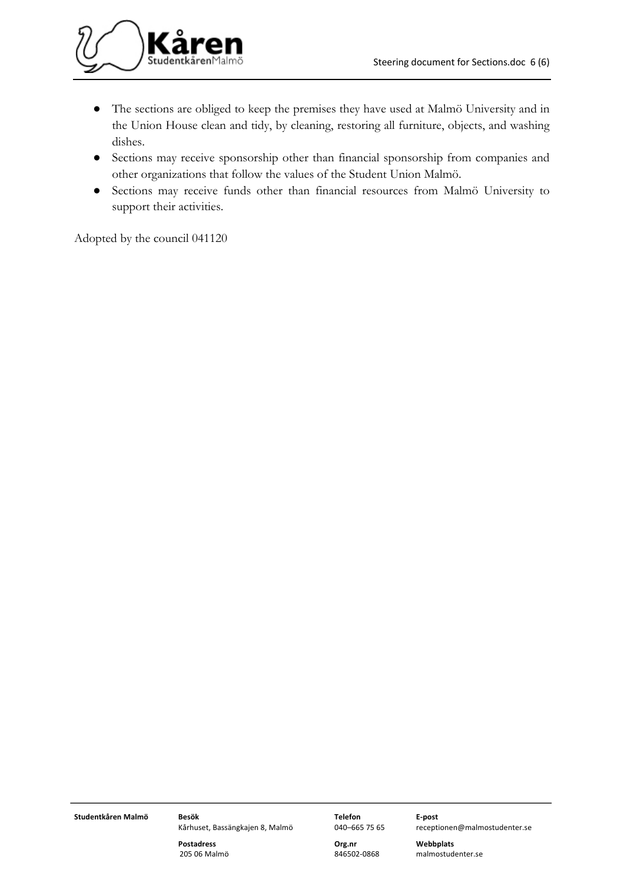- The sections are obliged to keep the premises they have used at Malmö University and in the Union House clean and tidy, by cleaning, restoring all furniture, objects, and washing dishes.
- Sections may receive sponsorship other than financial sponsorship from companies and other organizations that follow the values of the Student Union Malmö.
- Sections may receive funds other than financial resources from Malmö University to support their activities.

Adopted by the council 041120